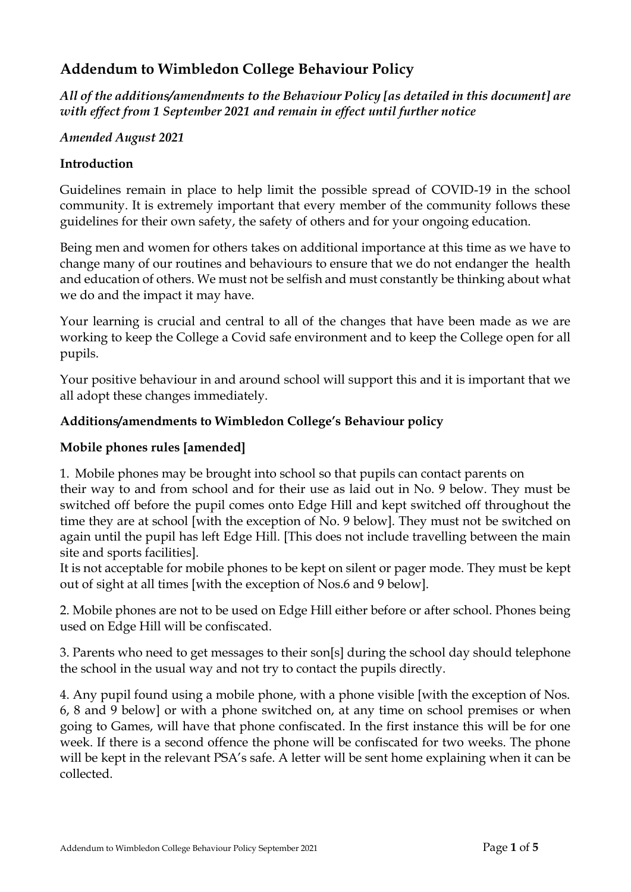## Addendum to Wimbledon College Behaviour Policy

***All of the additions/amendments to the Behaviour Policy [as detailed in this document] are with effect from 1 September 2021 and remain in effect until further notice***

***Amended August 2021***

**Introduction**

Guidelines remain in place to help limit the possible spread of COVID-19 in the school community. It is extremely important that every member of the community follows these guidelines for their own safety, the safety of others and for your ongoing education.

Being men and women for others takes on additional importance at this time as we have to change many of our routines and behaviours to ensure that we do not endanger the health and education of others. We must not be selfish and must constantly be thinking about what we do and the impact it may have.

Your learning is crucial and central to all of the changes that have been made as we are working to keep the College a Covid safe environment and to keep the College open for all pupils.

Your positive behaviour in and around school will support this and it is important that we all adopt these changes immediately.

**Additions/amendments to Wimbledon College's Behaviour policy**

**Mobile phones rules [amended]**

1. Mobile phones may be brought into school so that pupils can contact parents on their way to and from school and for their use as laid out in No. 9 below. They must be switched off before the pupil comes onto Edge Hill and kept switched off throughout the time they are at school [with the exception of No. 9 below]. They must not be switched on again until the pupil has left Edge Hill. [This does not include travelling between the main site and sports facilities].
It is not acceptable for mobile phones to be kept on silent or pager mode. They must be kept out of sight at all times [with the exception of Nos.6 and 9 below].

2. Mobile phones are not to be used on Edge Hill either before or after school. Phones being used on Edge Hill will be confiscated.

3. Parents who need to get messages to their son[s] during the school day should telephone the school in the usual way and not try to contact the pupils directly.

4. Any pupil found using a mobile phone, with a phone visible [with the exception of Nos. 6, 8 and 9 below] or with a phone switched on, at any time on school premises or when going to Games, will have that phone confiscated. In the first instance this will be for one week. If there is a second offence the phone will be confiscated for two weeks. The phone will be kept in the relevant PSA's safe. A letter will be sent home explaining when it can be collected.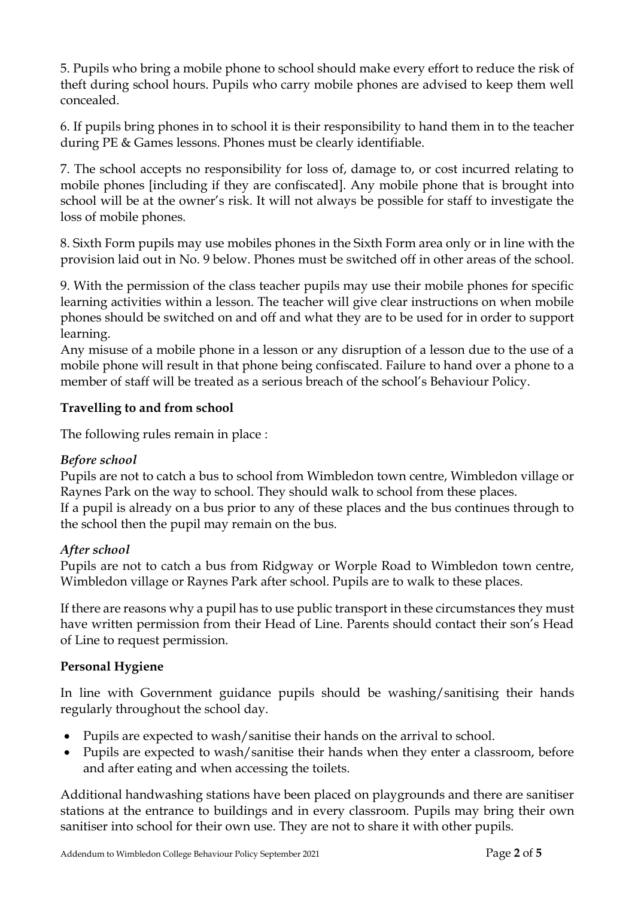5. Pupils who bring a mobile phone to school should make every effort to reduce the risk of theft during school hours. Pupils who carry mobile phones are advised to keep them well concealed.

6. If pupils bring phones in to school it is their responsibility to hand them in to the teacher during PE & Games lessons. Phones must be clearly identifiable.

7. The school accepts no responsibility for loss of, damage to, or cost incurred relating to mobile phones [including if they are confiscated]. Any mobile phone that is brought into school will be at the owner's risk. It will not always be possible for staff to investigate the loss of mobile phones.

8. Sixth Form pupils may use mobiles phones in the Sixth Form area only or in line with the provision laid out in No. 9 below. Phones must be switched off in other areas of the school.

9. With the permission of the class teacher pupils may use their mobile phones for specific learning activities within a lesson. The teacher will give clear instructions on when mobile phones should be switched on and off and what they are to be used for in order to support learning.

Any misuse of a mobile phone in a lesson or any disruption of a lesson due to the use of a mobile phone will result in that phone being confiscated. Failure to hand over a phone to a member of staff will be treated as a serious breach of the school's Behaviour Policy.

**Travelling to and from school**

The following rules remain in place :

***Before school***

Pupils are not to catch a bus to school from Wimbledon town centre, Wimbledon village or Raynes Park on the way to school. They should walk to school from these places.

If a pupil is already on a bus prior to any of these places and the bus continues through to the school then the pupil may remain on the bus.

***After school***

Pupils are not to catch a bus from Ridgway or Worple Road to Wimbledon town centre, Wimbledon village or Raynes Park after school. Pupils are to walk to these places.

If there are reasons why a pupil has to use public transport in these circumstances they must have written permission from their Head of Line. Parents should contact their son's Head of Line to request permission.

**Personal Hygiene**

In line with Government guidance pupils should be washing/sanitising their hands regularly throughout the school day.

- Pupils are expected to wash/sanitise their hands on the arrival to school.
- Pupils are expected to wash/sanitise their hands when they enter a classroom, before and after eating and when accessing the toilets.

Additional handwashing stations have been placed on playgrounds and there are sanitiser stations at the entrance to buildings and in every classroom. Pupils may bring their own sanitiser into school for their own use. They are not to share it with other pupils.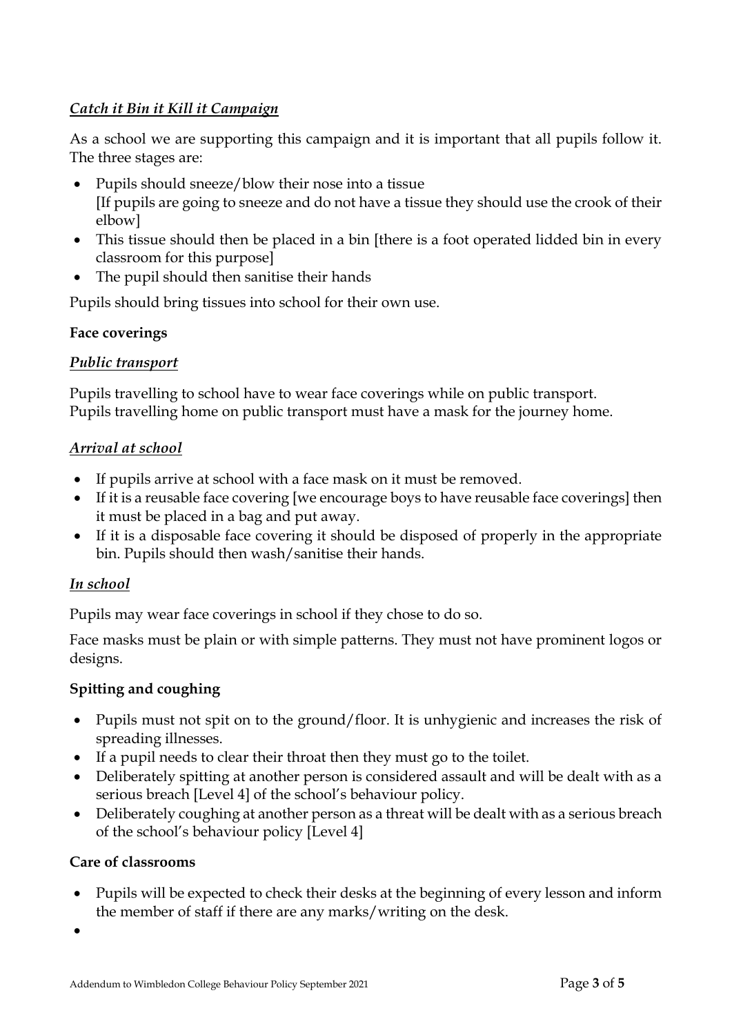*Catch it Bin it Kill it Campaign*

As a school we are supporting this campaign and it is important that all pupils follow it. The three stages are:

- Pupils should sneeze/blow their nose into a tissue
  [If pupils are going to sneeze and do not have a tissue they should use the crook of their elbow]
- This tissue should then be placed in a bin [there is a foot operated lidded bin in every classroom for this purpose]
- The pupil should then sanitise their hands

Pupils should bring tissues into school for their own use.

**Face coverings**

*Public transport*

Pupils travelling to school have to wear face coverings while on public transport.
Pupils travelling home on public transport must have a mask for the journey home.

*Arrival at school*

- If pupils arrive at school with a face mask on it must be removed.
- If it is a reusable face covering [we encourage boys to have reusable face coverings] then it must be placed in a bag and put away.
- If it is a disposable face covering it should be disposed of properly in the appropriate bin. Pupils should then wash/sanitise their hands.

*In school*

Pupils may wear face coverings in school if they chose to do so.

Face masks must be plain or with simple patterns. They must not have prominent logos or designs.

**Spitting and coughing**

- Pupils must not spit on to the ground/floor. It is unhygienic and increases the risk of spreading illnesses.
- If a pupil needs to clear their throat then they must go to the toilet.
- Deliberately spitting at another person is considered assault and will be dealt with as a serious breach [Level 4] of the school's behaviour policy.
- Deliberately coughing at another person as a threat will be dealt with as a serious breach of the school's behaviour policy [Level 4]

**Care of classrooms**

- Pupils will be expected to check their desks at the beginning of every lesson and inform the member of staff if there are any marks/writing on the desk.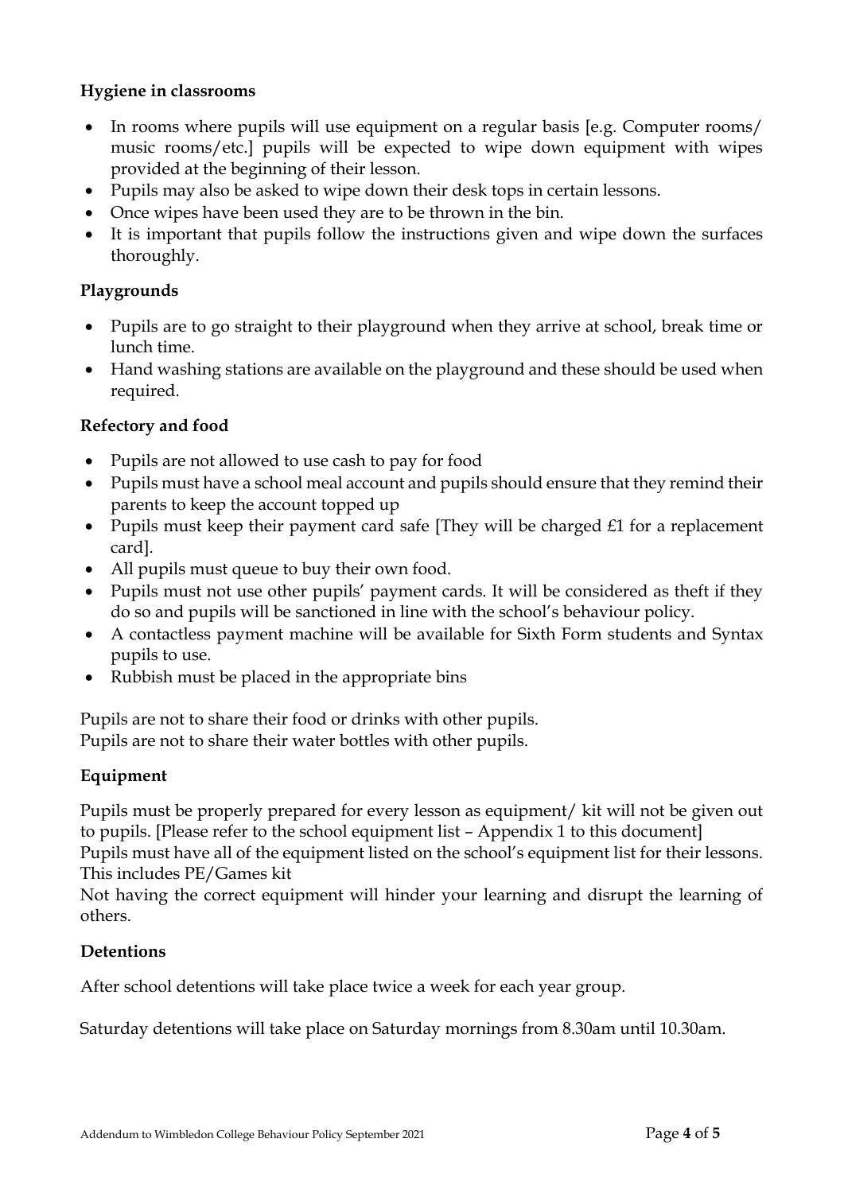**Hygiene in classrooms**

- In rooms where pupils will use equipment on a regular basis [e.g. Computer rooms/ music rooms/etc.] pupils will be expected to wipe down equipment with wipes provided at the beginning of their lesson.
- Pupils may also be asked to wipe down their desk tops in certain lessons.
- Once wipes have been used they are to be thrown in the bin.
- It is important that pupils follow the instructions given and wipe down the surfaces thoroughly.

**Playgrounds**

- Pupils are to go straight to their playground when they arrive at school, break time or lunch time.
- Hand washing stations are available on the playground and these should be used when required.

**Refectory and food**

- Pupils are not allowed to use cash to pay for food
- Pupils must have a school meal account and pupils should ensure that they remind their parents to keep the account topped up
- Pupils must keep their payment card safe [They will be charged £1 for a replacement card].
- All pupils must queue to buy their own food.
- Pupils must not use other pupils' payment cards. It will be considered as theft if they do so and pupils will be sanctioned in line with the school's behaviour policy.
- A contactless payment machine will be available for Sixth Form students and Syntax pupils to use.
- Rubbish must be placed in the appropriate bins

Pupils are not to share their food or drinks with other pupils.
Pupils are not to share their water bottles with other pupils.

**Equipment**

Pupils must be properly prepared for every lesson as equipment/ kit will not be given out to pupils. [Please refer to the school equipment list – Appendix 1 to this document]
Pupils must have all of the equipment listed on the school's equipment list for their lessons. This includes PE/Games kit
Not having the correct equipment will hinder your learning and disrupt the learning of others.

**Detentions**

After school detentions will take place twice a week for each year group.

Saturday detentions will take place on Saturday mornings from 8.30am until 10.30am.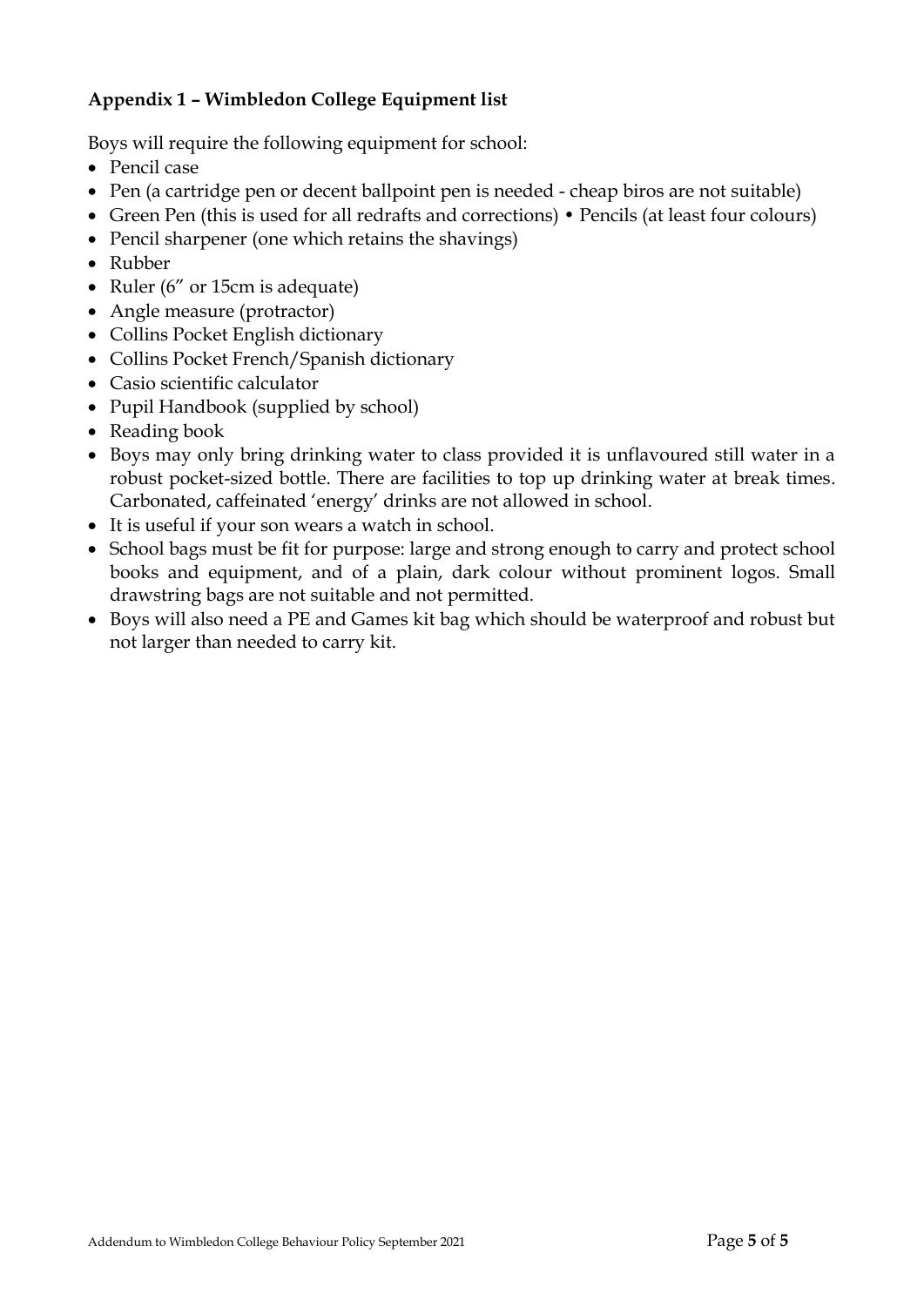**Appendix 1 – Wimbledon College Equipment list**

Boys will require the following equipment for school:

- Pencil case
- Pen (a cartridge pen or decent ballpoint pen is needed - cheap biros are not suitable)
- Green Pen (this is used for all redrafts and corrections) • Pencils (at least four colours)
- Pencil sharpener (one which retains the shavings)
- Rubber
- Ruler (6" or 15cm is adequate)
- Angle measure (protractor)
- Collins Pocket English dictionary
- Collins Pocket French/Spanish dictionary
- Casio scientific calculator
- Pupil Handbook (supplied by school)
- Reading book
- Boys may only bring drinking water to class provided it is unflavoured still water in a robust pocket-sized bottle. There are facilities to top up drinking water at break times. Carbonated, caffeinated 'energy' drinks are not allowed in school.
- It is useful if your son wears a watch in school.
- School bags must be fit for purpose: large and strong enough to carry and protect school books and equipment, and of a plain, dark colour without prominent logos. Small drawstring bags are not suitable and not permitted.
- Boys will also need a PE and Games kit bag which should be waterproof and robust but not larger than needed to carry kit.